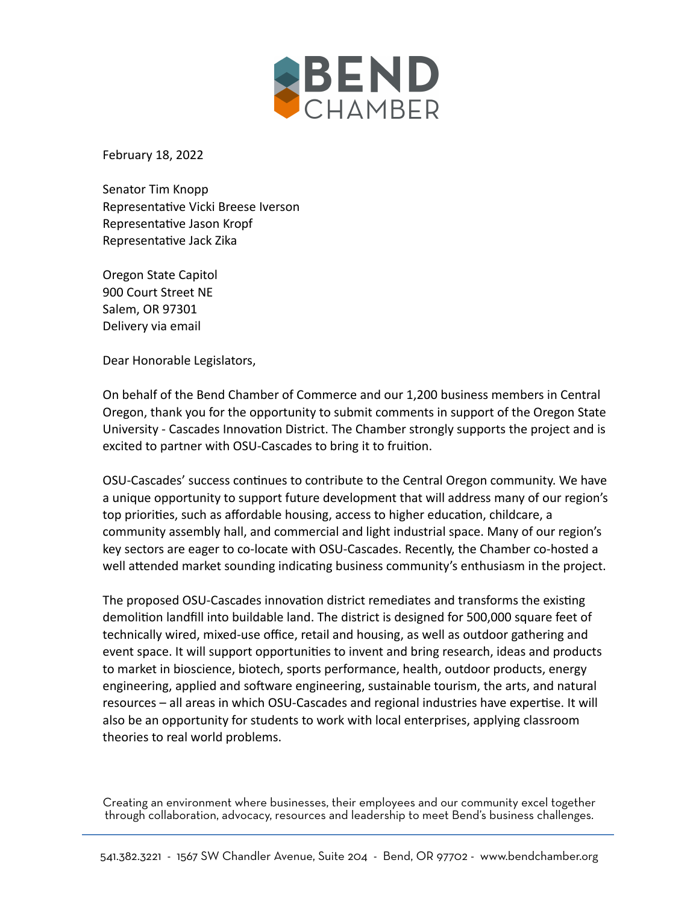BEND CHAMBER

February 18, 2022

Senator Tim Knopp
Representative Vicki Breese Iverson
Representative Jason Kropf
Representative Jack Zika

Oregon State Capitol
900 Court Street NE
Salem, OR 97301
Delivery via email

Dear Honorable Legislators,

On behalf of the Bend Chamber of Commerce and our 1,200 business members in Central Oregon, thank you for the opportunity to submit comments in support of the Oregon State University - Cascades Innovation District. The Chamber strongly supports the project and is excited to partner with OSU-Cascades to bring it to fruition.

OSU-Cascades' success continues to contribute to the Central Oregon community. We have a unique opportunity to support future development that will address many of our region's top priorities, such as affordable housing, access to higher education, childcare, a community assembly hall, and commercial and light industrial space. Many of our region's key sectors are eager to co-locate with OSU-Cascades. Recently, the Chamber co-hosted a well attended market sounding indicating business community's enthusiasm in the project.

The proposed OSU-Cascades innovation district remediates and transforms the existing demolition landfill into buildable land. The district is designed for 500,000 square feet of technically wired, mixed-use office, retail and housing, as well as outdoor gathering and event space. It will support opportunities to invent and bring research, ideas and products to market in bioscience, biotech, sports performance, health, outdoor products, energy engineering, applied and software engineering, sustainable tourism, the arts, and natural resources – all areas in which OSU-Cascades and regional industries have expertise. It will also be an opportunity for students to work with local enterprises, applying classroom theories to real world problems.

Creating an environment where businesses, their employees and our community excel together through collaboration, advocacy, resources and leadership to meet Bend's business challenges.

541.382.3221 - 1567 SW Chandler Avenue, Suite 204 - Bend, OR 97702 - www.bendchamber.org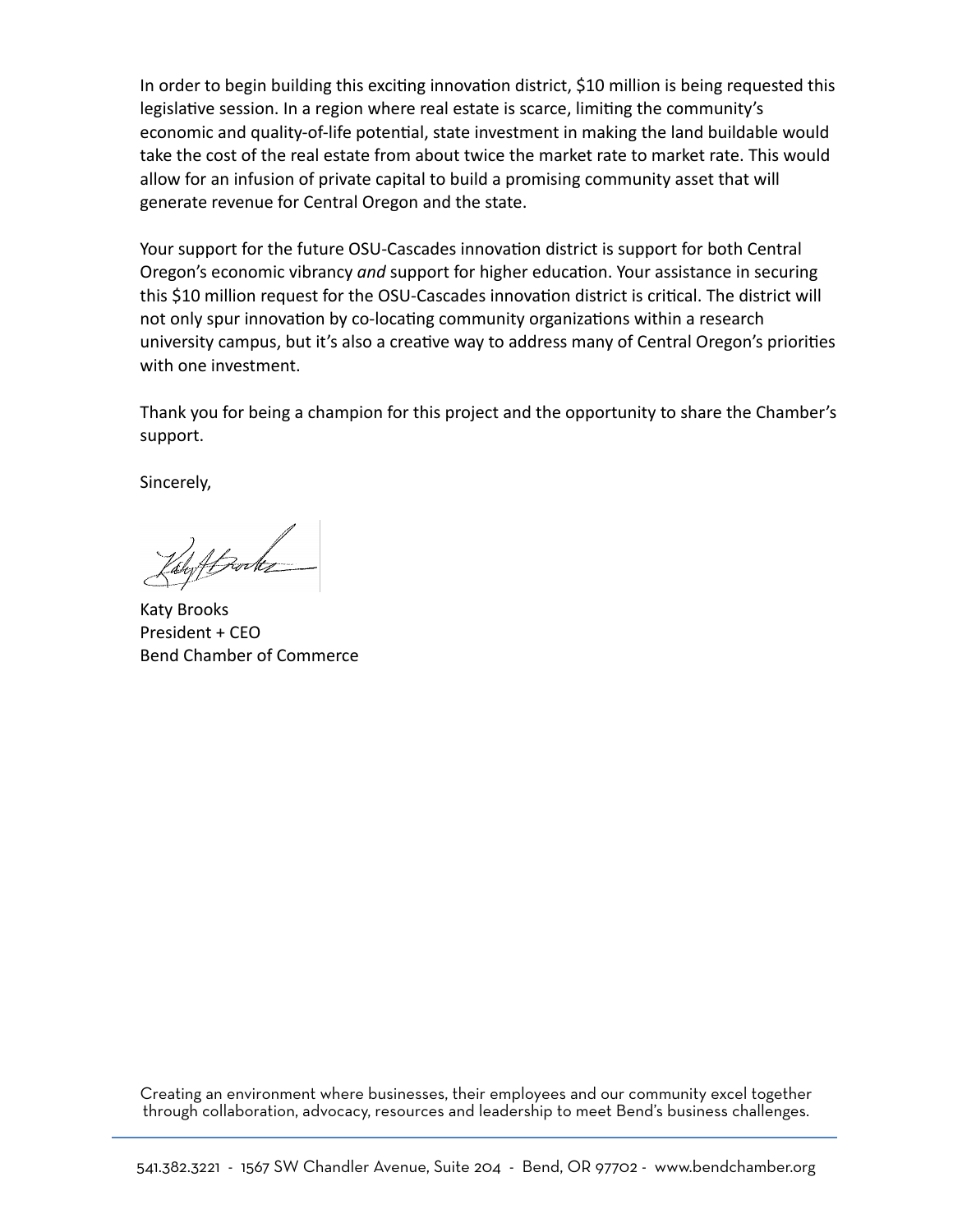In order to begin building this exciting innovation district, $10 million is being requested this legislative session. In a region where real estate is scarce, limiting the community's economic and quality-of-life potential, state investment in making the land buildable would take the cost of the real estate from about twice the market rate to market rate. This would allow for an infusion of private capital to build a promising community asset that will generate revenue for Central Oregon and the state.

Your support for the future OSU-Cascades innovation district is support for both Central Oregon's economic vibrancy *and* support for higher education. Your assistance in securing this $10 million request for the OSU-Cascades innovation district is critical. The district will not only spur innovation by co-locating community organizations within a research university campus, but it's also a creative way to address many of Central Oregon's priorities with one investment.

Thank you for being a champion for this project and the opportunity to share the Chamber's support.

Sincerely,

Katy Brooks
President + CEO
Bend Chamber of Commerce

Creating an environment where businesses, their employees and our community excel together through collaboration, advocacy, resources and leadership to meet Bend's business challenges.

541.382.3221 - 1567 SW Chandler Avenue, Suite 204 - Bend, OR 97702 - www.bendchamber.org